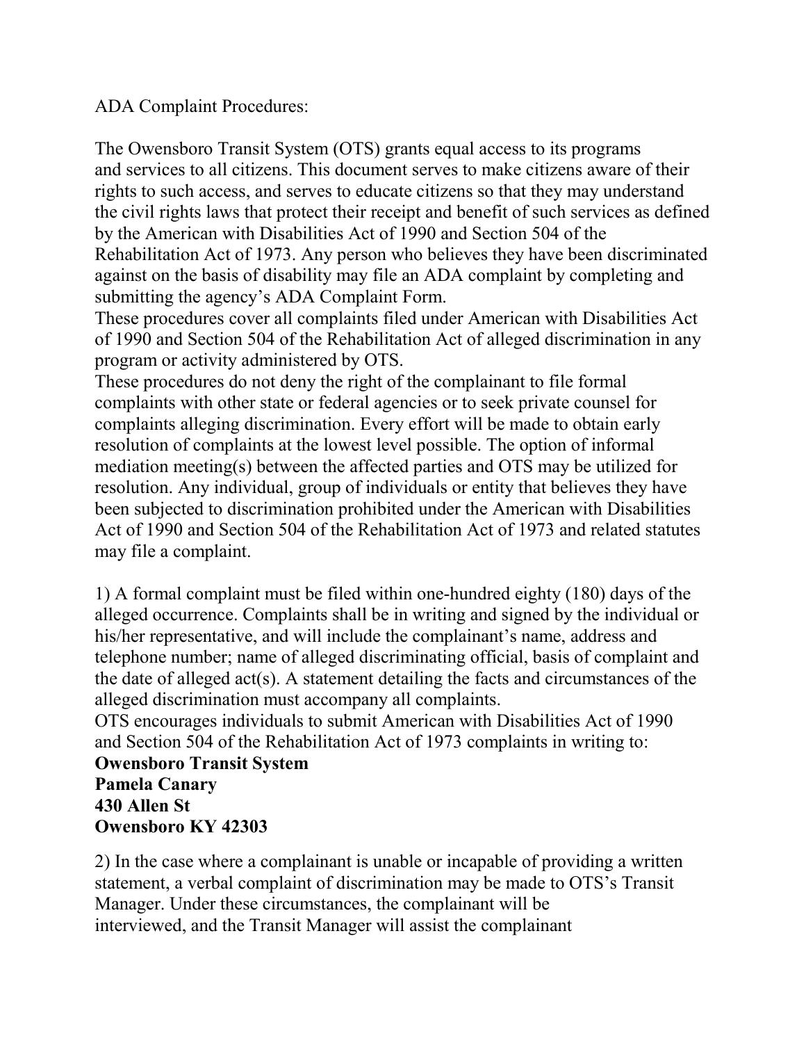ADA Complaint Procedures:

The Owensboro Transit System (OTS) grants equal access to its programs and services to all citizens. This document serves to make citizens aware of their rights to such access, and serves to educate citizens so that they may understand the civil rights laws that protect their receipt and benefit of such services as defined by the American with Disabilities Act of 1990 and Section 504 of the Rehabilitation Act of 1973. Any person who believes they have been discriminated against on the basis of disability may file an ADA complaint by completing and submitting the agency's ADA Complaint Form.

These procedures cover all complaints filed under American with Disabilities Act of 1990 and Section 504 of the Rehabilitation Act of alleged discrimination in any program or activity administered by OTS.

These procedures do not deny the right of the complainant to file formal complaints with other state or federal agencies or to seek private counsel for complaints alleging discrimination. Every effort will be made to obtain early resolution of complaints at the lowest level possible. The option of informal mediation meeting(s) between the affected parties and OTS may be utilized for resolution. Any individual, group of individuals or entity that believes they have been subjected to discrimination prohibited under the American with Disabilities Act of 1990 and Section 504 of the Rehabilitation Act of 1973 and related statutes may file a complaint.

1) A formal complaint must be filed within one-hundred eighty (180) days of the alleged occurrence. Complaints shall be in writing and signed by the individual or his/her representative, and will include the complainant's name, address and telephone number; name of alleged discriminating official, basis of complaint and the date of alleged act(s). A statement detailing the facts and circumstances of the alleged discrimination must accompany all complaints.

OTS encourages individuals to submit American with Disabilities Act of 1990 and Section 504 of the Rehabilitation Act of 1973 complaints in writing to:

**Owensboro Transit System**
**Pamela Canary**
**430 Allen St**
**Owensboro KY 42303**

2) In the case where a complainant is unable or incapable of providing a written statement, a verbal complaint of discrimination may be made to OTS's Transit Manager. Under these circumstances, the complainant will be interviewed, and the Transit Manager will assist the complainant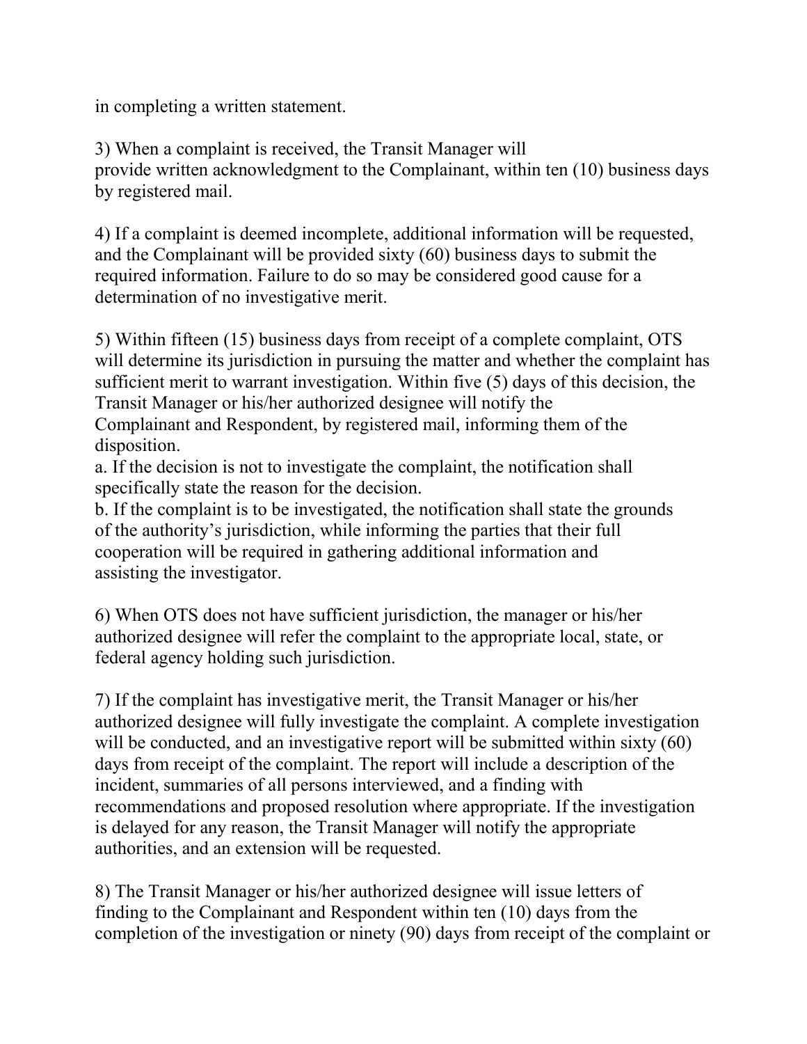in completing a written statement.

3) When a complaint is received, the Transit Manager will provide written acknowledgment to the Complainant, within ten (10) business days by registered mail.

4) If a complaint is deemed incomplete, additional information will be requested, and the Complainant will be provided sixty (60) business days to submit the required information. Failure to do so may be considered good cause for a determination of no investigative merit.

5) Within fifteen (15) business days from receipt of a complete complaint, OTS will determine its jurisdiction in pursuing the matter and whether the complaint has sufficient merit to warrant investigation. Within five (5) days of this decision, the Transit Manager or his/her authorized designee will notify the Complainant and Respondent, by registered mail, informing them of the disposition.

a. If the decision is not to investigate the complaint, the notification shall specifically state the reason for the decision.

b. If the complaint is to be investigated, the notification shall state the grounds of the authority's jurisdiction, while informing the parties that their full cooperation will be required in gathering additional information and assisting the investigator.

6) When OTS does not have sufficient jurisdiction, the manager or his/her authorized designee will refer the complaint to the appropriate local, state, or federal agency holding such jurisdiction.

7) If the complaint has investigative merit, the Transit Manager or his/her authorized designee will fully investigate the complaint. A complete investigation will be conducted, and an investigative report will be submitted within sixty (60) days from receipt of the complaint. The report will include a description of the incident, summaries of all persons interviewed, and a finding with recommendations and proposed resolution where appropriate. If the investigation is delayed for any reason, the Transit Manager will notify the appropriate authorities, and an extension will be requested.

8) The Transit Manager or his/her authorized designee will issue letters of finding to the Complainant and Respondent within ten (10) days from the completion of the investigation or ninety (90) days from receipt of the complaint or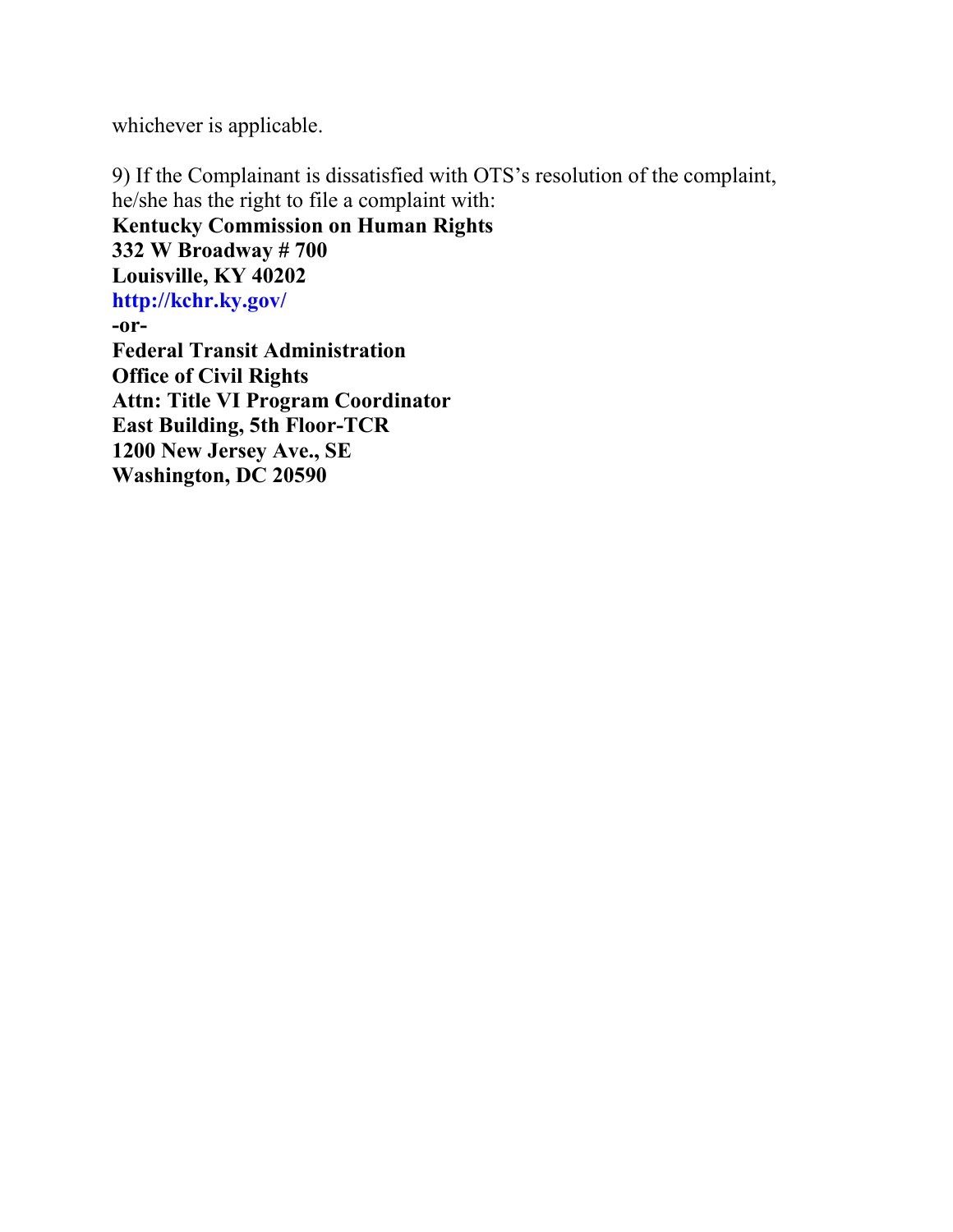whichever is applicable.

9) If the Complainant is dissatisfied with OTS's resolution of the complaint, he/she has the right to file a complaint with:
**Kentucky Commission on Human Rights**
**332 W Broadway # 700**
**Louisville, KY 40202**
**http://kchr.ky.gov/**
**-or-**
**Federal Transit Administration**
**Office of Civil Rights**
**Attn: Title VI Program Coordinator**
**East Building, 5th Floor-TCR**
**1200 New Jersey Ave., SE**
**Washington, DC 20590**